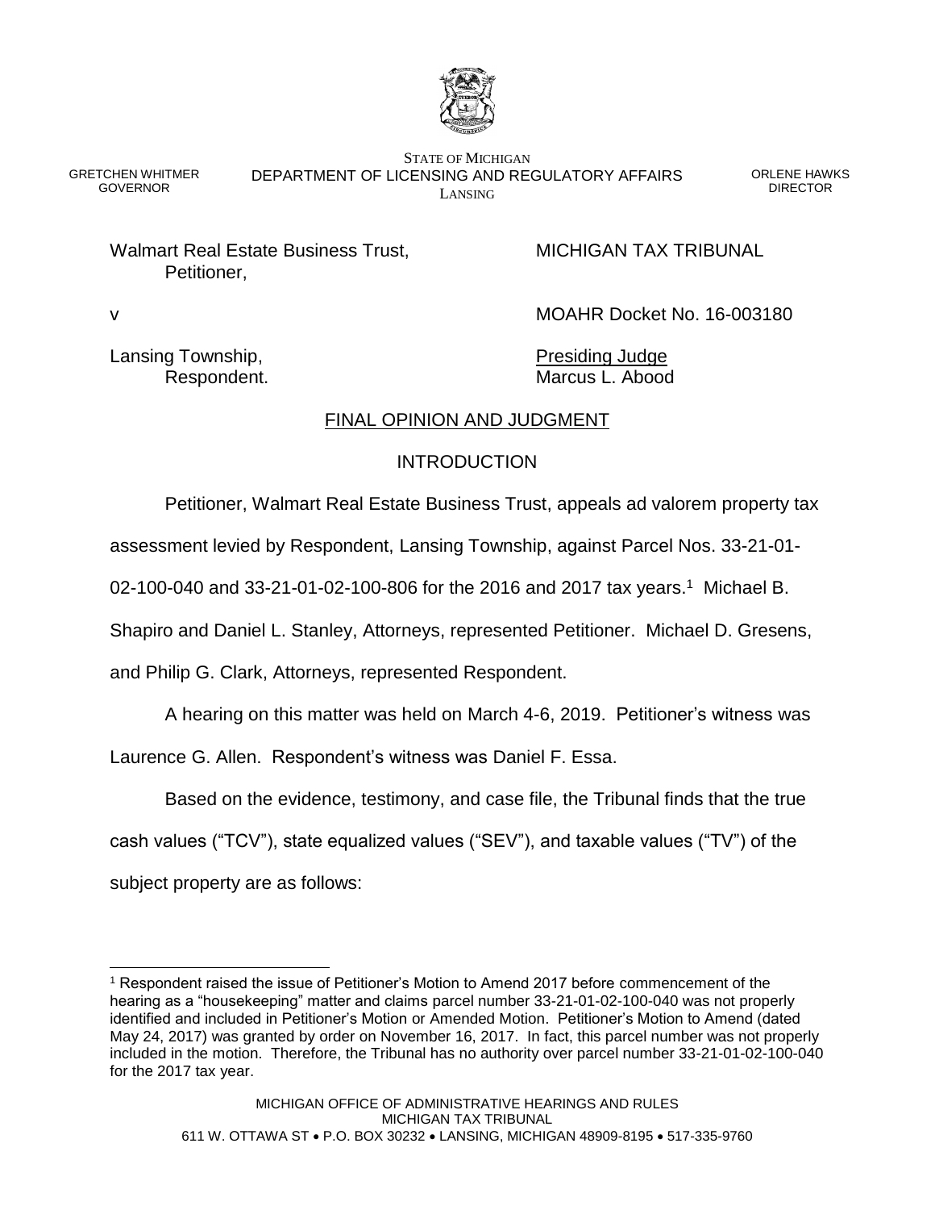GRETCHEN WHITMER
GOVERNOR

STATE OF MICHIGAN
DEPARTMENT OF LICENSING AND REGULATORY AFFAIRS
LANSING

ORLENE HAWKS
DIRECTOR

Walmart Real Estate Business Trust,
Petitioner,

v

Lansing Township,
Respondent.

MICHIGAN TAX TRIBUNAL

MOAHR Docket No. 16-003180

Presiding Judge
Marcus L. Abood

## FINAL OPINION AND JUDGMENT

### INTRODUCTION

Petitioner, Walmart Real Estate Business Trust, appeals ad valorem property tax assessment levied by Respondent, Lansing Township, against Parcel Nos. 33-21-01-02-100-040 and 33-21-01-02-100-806 for the 2016 and 2017 tax years.[1] Michael B. Shapiro and Daniel L. Stanley, Attorneys, represented Petitioner. Michael D. Gresens, and Philip G. Clark, Attorneys, represented Respondent.

A hearing on this matter was held on March 4-6, 2019. Petitioner's witness was Laurence G. Allen. Respondent's witness was Daniel F. Essa.

Based on the evidence, testimony, and case file, the Tribunal finds that the true cash values ("TCV"), state equalized values ("SEV"), and taxable values ("TV") of the subject property are as follows:

[1] Respondent raised the issue of Petitioner's Motion to Amend 2017 before commencement of the hearing as a "housekeeping" matter and claims parcel number 33-21-01-02-100-040 was not properly identified and included in Petitioner's Motion or Amended Motion. Petitioner's Motion to Amend (dated May 24, 2017) was granted by order on November 16, 2017. In fact, this parcel number was not properly included in the motion. Therefore, the Tribunal has no authority over parcel number 33-21-01-02-100-040 for the 2017 tax year.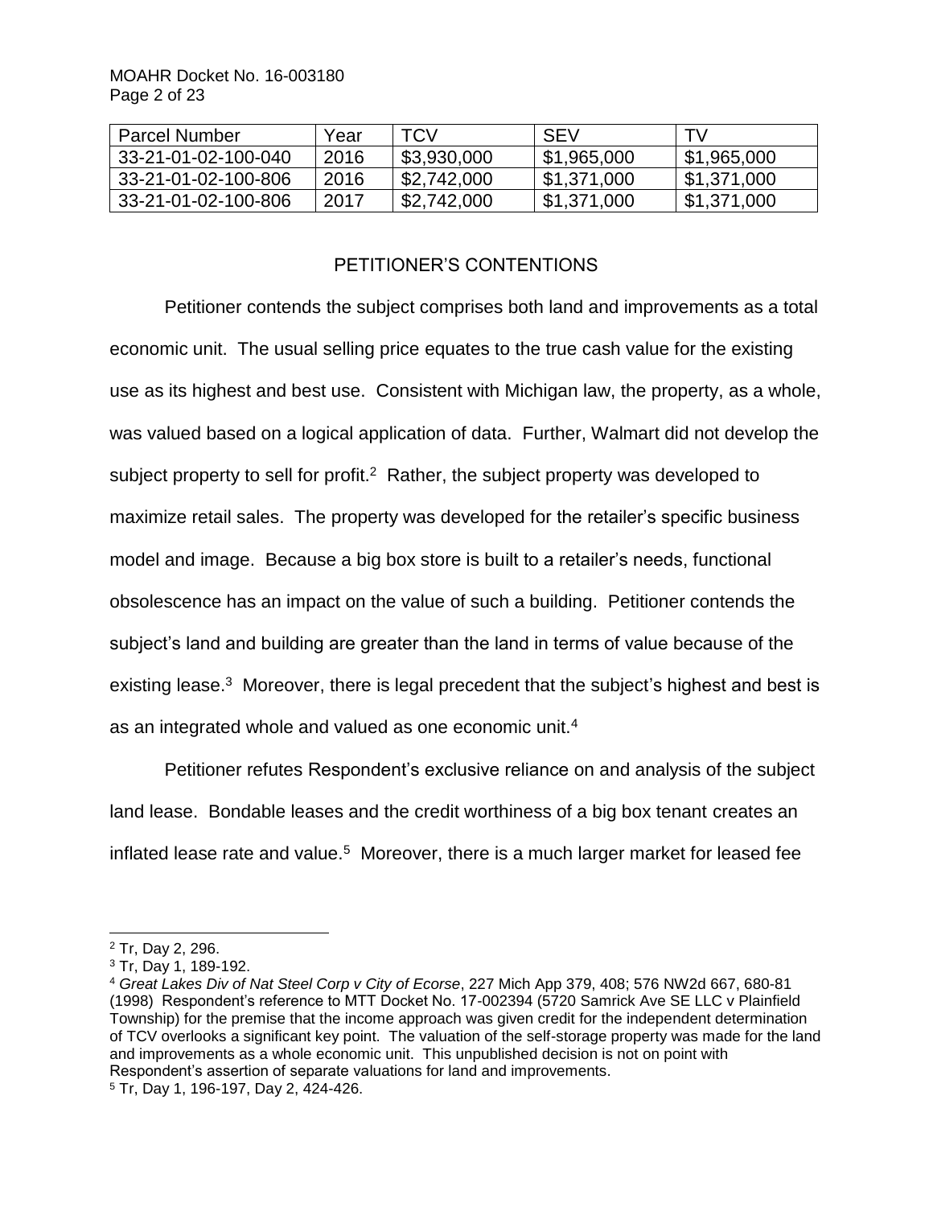| Parcel Number | Year | TCV | SEV | TV |
|---|---|---|---|---|
| 33-21-01-02-100-040 | 2016 | $3,930,000 | $1,965,000 | $1,965,000 |
| 33-21-01-02-100-806 | 2016 | $2,742,000 | $1,371,000 | $1,371,000 |
| 33-21-01-02-100-806 | 2017 | $2,742,000 | $1,371,000 | $1,371,000 |

## PETITIONER'S CONTENTIONS

Petitioner contends the subject comprises both land and improvements as a total economic unit. The usual selling price equates to the true cash value for the existing use as its highest and best use. Consistent with Michigan law, the property, as a whole, was valued based on a logical application of data. Further, Walmart did not develop the subject property to sell for profit.[2] Rather, the subject property was developed to maximize retail sales. The property was developed for the retailer's specific business model and image. Because a big box store is built to a retailer's needs, functional obsolescence has an impact on the value of such a building. Petitioner contends the subject's land and building are greater than the land in terms of value because of the existing lease.[3] Moreover, there is legal precedent that the subject's highest and best is as an integrated whole and valued as one economic unit.[4]

Petitioner refutes Respondent's exclusive reliance on and analysis of the subject land lease. Bondable leases and the credit worthiness of a big box tenant creates an inflated lease rate and value.[5] Moreover, there is a much larger market for leased fee

[2] Tr, Day 2, 296.

[3] Tr, Day 1, 189-192.

[4] *Great Lakes Div of Nat Steel Corp v City of Ecorse*, 227 Mich App 379, 408; 576 NW2d 667, 680-81 (1998) Respondent's reference to MTT Docket No. 17-002394 (5720 Samrick Ave SE LLC v Plainfield Township) for the premise that the income approach was given credit for the independent determination of TCV overlooks a significant key point. The valuation of the self-storage property was made for the land and improvements as a whole economic unit. This unpublished decision is not on point with Respondent's assertion of separate valuations for land and improvements.

[5] Tr, Day 1, 196-197, Day 2, 424-426.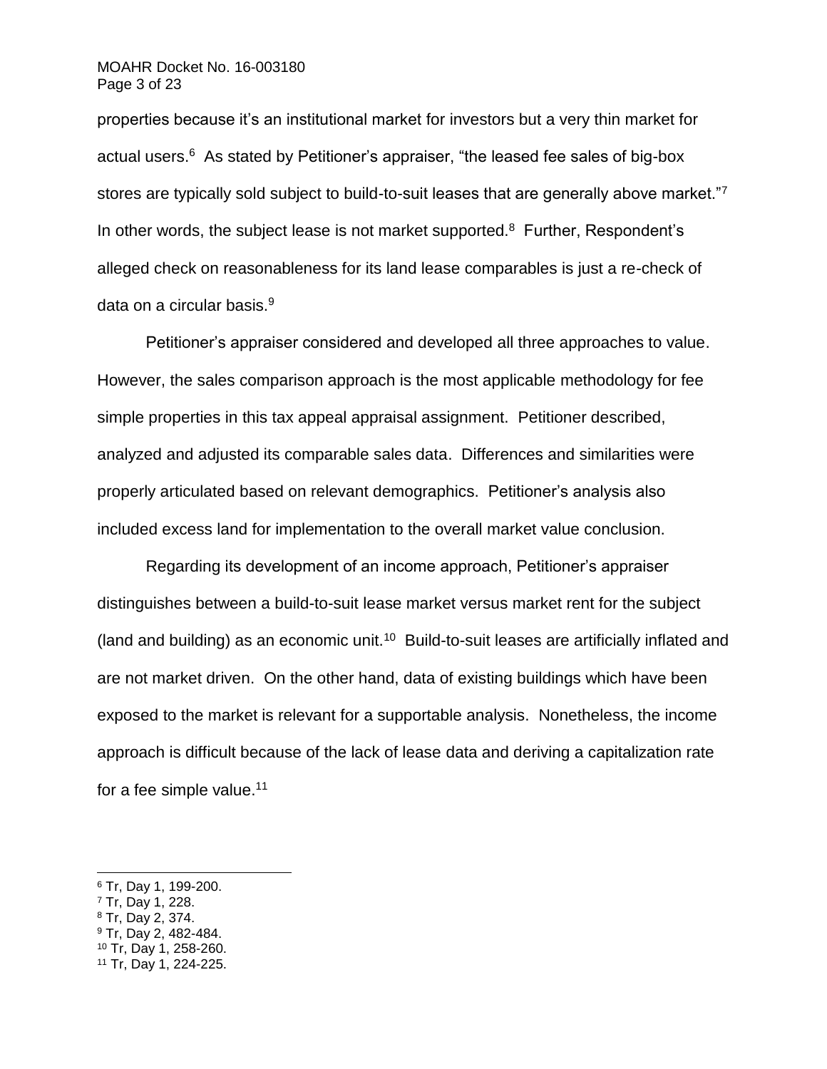properties because it's an institutional market for investors but a very thin market for actual users.[6] As stated by Petitioner's appraiser, "the leased fee sales of big-box stores are typically sold subject to build-to-suit leases that are generally above market."[7] In other words, the subject lease is not market supported.[8] Further, Respondent's alleged check on reasonableness for its land lease comparables is just a re-check of data on a circular basis.[9]

Petitioner's appraiser considered and developed all three approaches to value. However, the sales comparison approach is the most applicable methodology for fee simple properties in this tax appeal appraisal assignment. Petitioner described, analyzed and adjusted its comparable sales data. Differences and similarities were properly articulated based on relevant demographics. Petitioner's analysis also included excess land for implementation to the overall market value conclusion.

Regarding its development of an income approach, Petitioner's appraiser distinguishes between a build-to-suit lease market versus market rent for the subject (land and building) as an economic unit.[10] Build-to-suit leases are artificially inflated and are not market driven. On the other hand, data of existing buildings which have been exposed to the market is relevant for a supportable analysis. Nonetheless, the income approach is difficult because of the lack of lease data and deriving a capitalization rate for a fee simple value.[11]

---

[6] Tr, Day 1, 199-200.

[7] Tr, Day 1, 228.

[8] Tr, Day 2, 374.

[9] Tr, Day 2, 482-484.

[10] Tr, Day 1, 258-260.

[11] Tr, Day 1, 224-225.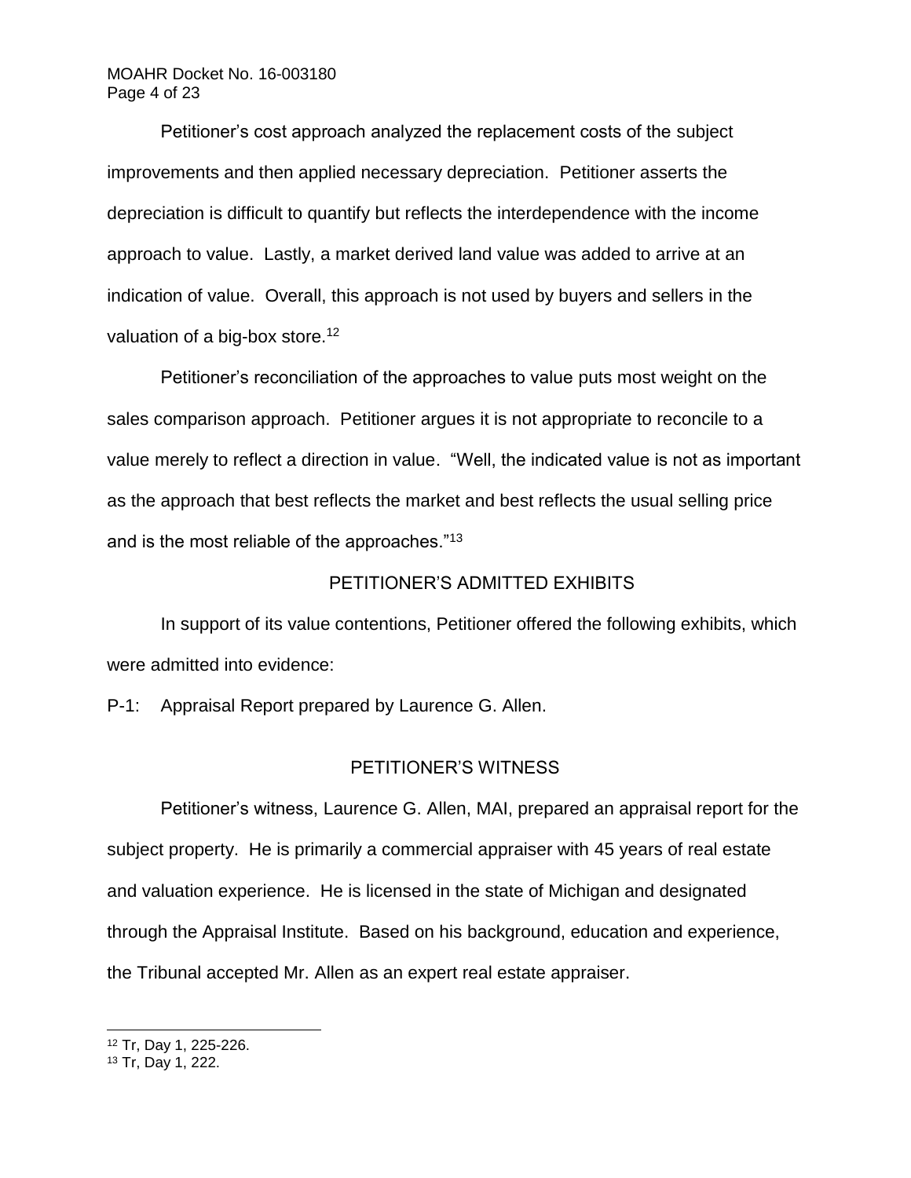Petitioner's cost approach analyzed the replacement costs of the subject improvements and then applied necessary depreciation. Petitioner asserts the depreciation is difficult to quantify but reflects the interdependence with the income approach to value. Lastly, a market derived land value was added to arrive at an indication of value. Overall, this approach is not used by buyers and sellers in the valuation of a big-box store.[12]

Petitioner's reconciliation of the approaches to value puts most weight on the sales comparison approach. Petitioner argues it is not appropriate to reconcile to a value merely to reflect a direction in value. "Well, the indicated value is not as important as the approach that best reflects the market and best reflects the usual selling price and is the most reliable of the approaches."[13]

## PETITIONER'S ADMITTED EXHIBITS

In support of its value contentions, Petitioner offered the following exhibits, which were admitted into evidence:

P-1: Appraisal Report prepared by Laurence G. Allen.

## PETITIONER'S WITNESS

Petitioner's witness, Laurence G. Allen, MAI, prepared an appraisal report for the subject property. He is primarily a commercial appraiser with 45 years of real estate and valuation experience. He is licensed in the state of Michigan and designated through the Appraisal Institute. Based on his background, education and experience, the Tribunal accepted Mr. Allen as an expert real estate appraiser.

---

[12] Tr, Day 1, 225-226.

[13] Tr, Day 1, 222.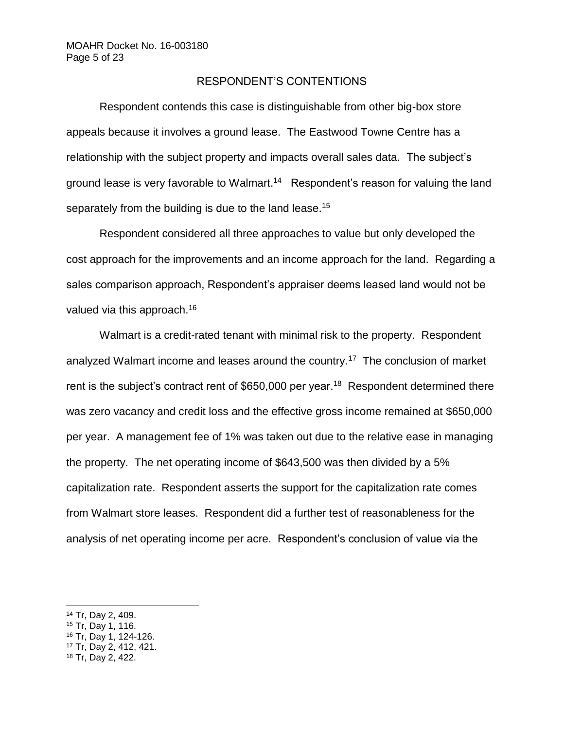## RESPONDENT'S CONTENTIONS

Respondent contends this case is distinguishable from other big-box store appeals because it involves a ground lease. The Eastwood Towne Centre has a relationship with the subject property and impacts overall sales data. The subject's ground lease is very favorable to Walmart.[14] Respondent's reason for valuing the land separately from the building is due to the land lease.[15]

Respondent considered all three approaches to value but only developed the cost approach for the improvements and an income approach for the land. Regarding a sales comparison approach, Respondent's appraiser deems leased land would not be valued via this approach.[16]

Walmart is a credit-rated tenant with minimal risk to the property. Respondent analyzed Walmart income and leases around the country.[17] The conclusion of market rent is the subject's contract rent of $650,000 per year.[18] Respondent determined there was zero vacancy and credit loss and the effective gross income remained at $650,000 per year. A management fee of 1% was taken out due to the relative ease in managing the property. The net operating income of $643,500 was then divided by a 5% capitalization rate. Respondent asserts the support for the capitalization rate comes from Walmart store leases. Respondent did a further test of reasonableness for the analysis of net operating income per acre. Respondent's conclusion of value via the

---

[14] Tr, Day 2, 409.
[15] Tr, Day 1, 116.
[16] Tr, Day 1, 124-126.
[17] Tr, Day 2, 412, 421.
[18] Tr, Day 2, 422.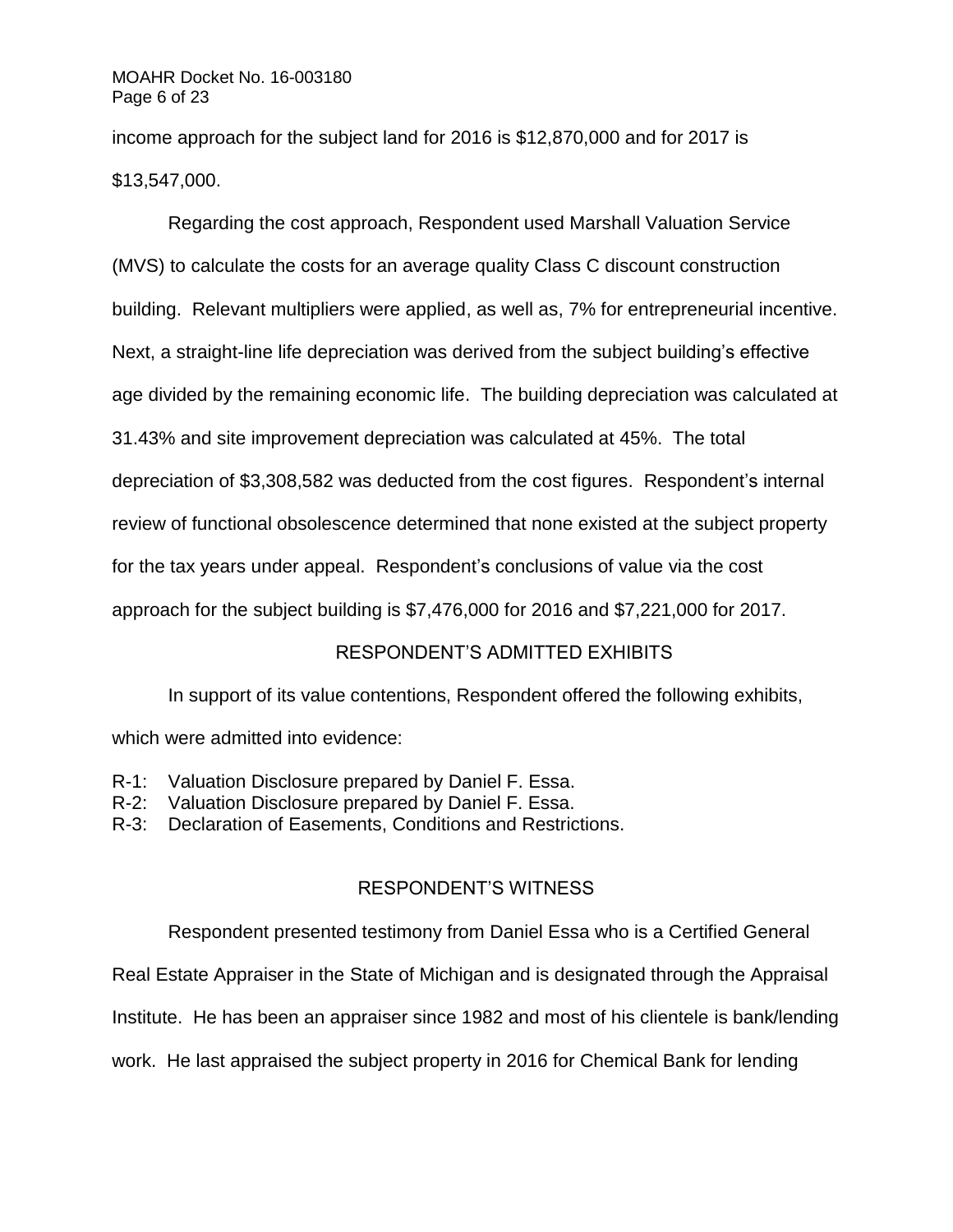income approach for the subject land for 2016 is $12,870,000 and for 2017 is $13,547,000.

Regarding the cost approach, Respondent used Marshall Valuation Service (MVS) to calculate the costs for an average quality Class C discount construction building. Relevant multipliers were applied, as well as, 7% for entrepreneurial incentive. Next, a straight-line life depreciation was derived from the subject building's effective age divided by the remaining economic life. The building depreciation was calculated at 31.43% and site improvement depreciation was calculated at 45%. The total depreciation of $3,308,582 was deducted from the cost figures. Respondent's internal review of functional obsolescence determined that none existed at the subject property for the tax years under appeal. Respondent's conclusions of value via the cost approach for the subject building is $7,476,000 for 2016 and $7,221,000 for 2017.

## RESPONDENT'S ADMITTED EXHIBITS

In support of its value contentions, Respondent offered the following exhibits, which were admitted into evidence:

R-1: Valuation Disclosure prepared by Daniel F. Essa.
R-2: Valuation Disclosure prepared by Daniel F. Essa.
R-3: Declaration of Easements, Conditions and Restrictions.

## RESPONDENT'S WITNESS

Respondent presented testimony from Daniel Essa who is a Certified General Real Estate Appraiser in the State of Michigan and is designated through the Appraisal Institute. He has been an appraiser since 1982 and most of his clientele is bank/lending work. He last appraised the subject property in 2016 for Chemical Bank for lending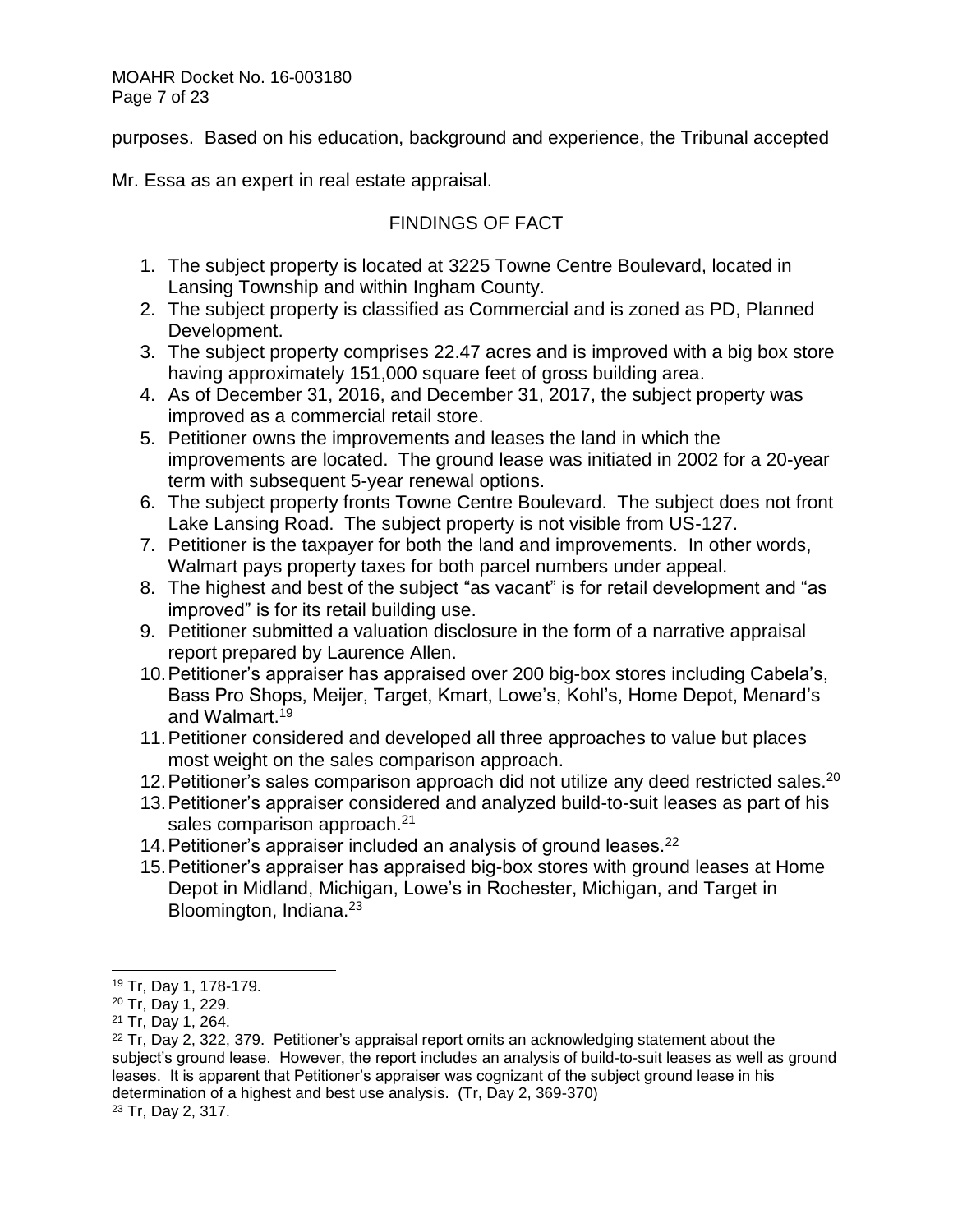purposes. Based on his education, background and experience, the Tribunal accepted Mr. Essa as an expert in real estate appraisal.

## FINDINGS OF FACT

1. The subject property is located at 3225 Towne Centre Boulevard, located in Lansing Township and within Ingham County.
2. The subject property is classified as Commercial and is zoned as PD, Planned Development.
3. The subject property comprises 22.47 acres and is improved with a big box store having approximately 151,000 square feet of gross building area.
4. As of December 31, 2016, and December 31, 2017, the subject property was improved as a commercial retail store.
5. Petitioner owns the improvements and leases the land in which the improvements are located. The ground lease was initiated in 2002 for a 20-year term with subsequent 5-year renewal options.
6. The subject property fronts Towne Centre Boulevard. The subject does not front Lake Lansing Road. The subject property is not visible from US-127.
7. Petitioner is the taxpayer for both the land and improvements. In other words, Walmart pays property taxes for both parcel numbers under appeal.
8. The highest and best of the subject "as vacant" is for retail development and "as improved" is for its retail building use.
9. Petitioner submitted a valuation disclosure in the form of a narrative appraisal report prepared by Laurence Allen.
10. Petitioner's appraiser has appraised over 200 big-box stores including Cabela's, Bass Pro Shops, Meijer, Target, Kmart, Lowe's, Kohl's, Home Depot, Menard's and Walmart.[19]
11. Petitioner considered and developed all three approaches to value but places most weight on the sales comparison approach.
12. Petitioner's sales comparison approach did not utilize any deed restricted sales.[20]
13. Petitioner's appraiser considered and analyzed build-to-suit leases as part of his sales comparison approach.[21]
14. Petitioner's appraiser included an analysis of ground leases.[22]
15. Petitioner's appraiser has appraised big-box stores with ground leases at Home Depot in Midland, Michigan, Lowe's in Rochester, Michigan, and Target in Bloomington, Indiana.[23]

---

[19] Tr, Day 1, 178-179.

[20] Tr, Day 1, 229.

[21] Tr, Day 1, 264.

[22] Tr, Day 2, 322, 379. Petitioner's appraisal report omits an acknowledging statement about the subject's ground lease. However, the report includes an analysis of build-to-suit leases as well as ground leases. It is apparent that Petitioner's appraiser was cognizant of the subject ground lease in his determination of a highest and best use analysis. (Tr, Day 2, 369-370)

[23] Tr, Day 2, 317.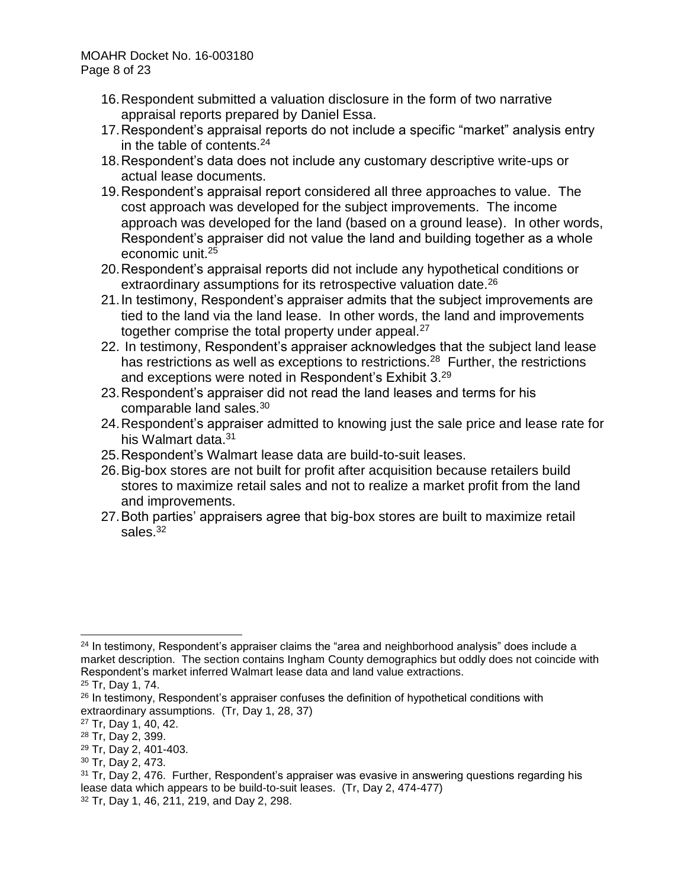16. Respondent submitted a valuation disclosure in the form of two narrative appraisal reports prepared by Daniel Essa.
17. Respondent's appraisal reports do not include a specific "market" analysis entry in the table of contents.[24]
18. Respondent's data does not include any customary descriptive write-ups or actual lease documents.
19. Respondent's appraisal report considered all three approaches to value. The cost approach was developed for the subject improvements. The income approach was developed for the land (based on a ground lease). In other words, Respondent's appraiser did not value the land and building together as a whole economic unit.[25]
20. Respondent's appraisal reports did not include any hypothetical conditions or extraordinary assumptions for its retrospective valuation date.[26]
21. In testimony, Respondent's appraiser admits that the subject improvements are tied to the land via the land lease. In other words, the land and improvements together comprise the total property under appeal.[27]
22. In testimony, Respondent's appraiser acknowledges that the subject land lease has restrictions as well as exceptions to restrictions.[28] Further, the restrictions and exceptions were noted in Respondent's Exhibit 3.[29]
23. Respondent's appraiser did not read the land leases and terms for his comparable land sales.[30]
24. Respondent's appraiser admitted to knowing just the sale price and lease rate for his Walmart data.[31]
25. Respondent's Walmart lease data are build-to-suit leases.
26. Big-box stores are not built for profit after acquisition because retailers build stores to maximize retail sales and not to realize a market profit from the land and improvements.
27. Both parties' appraisers agree that big-box stores are built to maximize retail sales.[32]

---

[24] In testimony, Respondent's appraiser claims the "area and neighborhood analysis" does include a market description. The section contains Ingham County demographics but oddly does not coincide with Respondent's market inferred Walmart lease data and land value extractions.

[25] Tr, Day 1, 74.

[26] In testimony, Respondent's appraiser confuses the definition of hypothetical conditions with extraordinary assumptions. (Tr, Day 1, 28, 37)

[27] Tr, Day 1, 40, 42.

[28] Tr, Day 2, 399.

[29] Tr, Day 2, 401-403.

[30] Tr, Day 2, 473.

[31] Tr, Day 2, 476. Further, Respondent's appraiser was evasive in answering questions regarding his lease data which appears to be build-to-suit leases. (Tr, Day 2, 474-477)

[32] Tr, Day 1, 46, 211, 219, and Day 2, 298.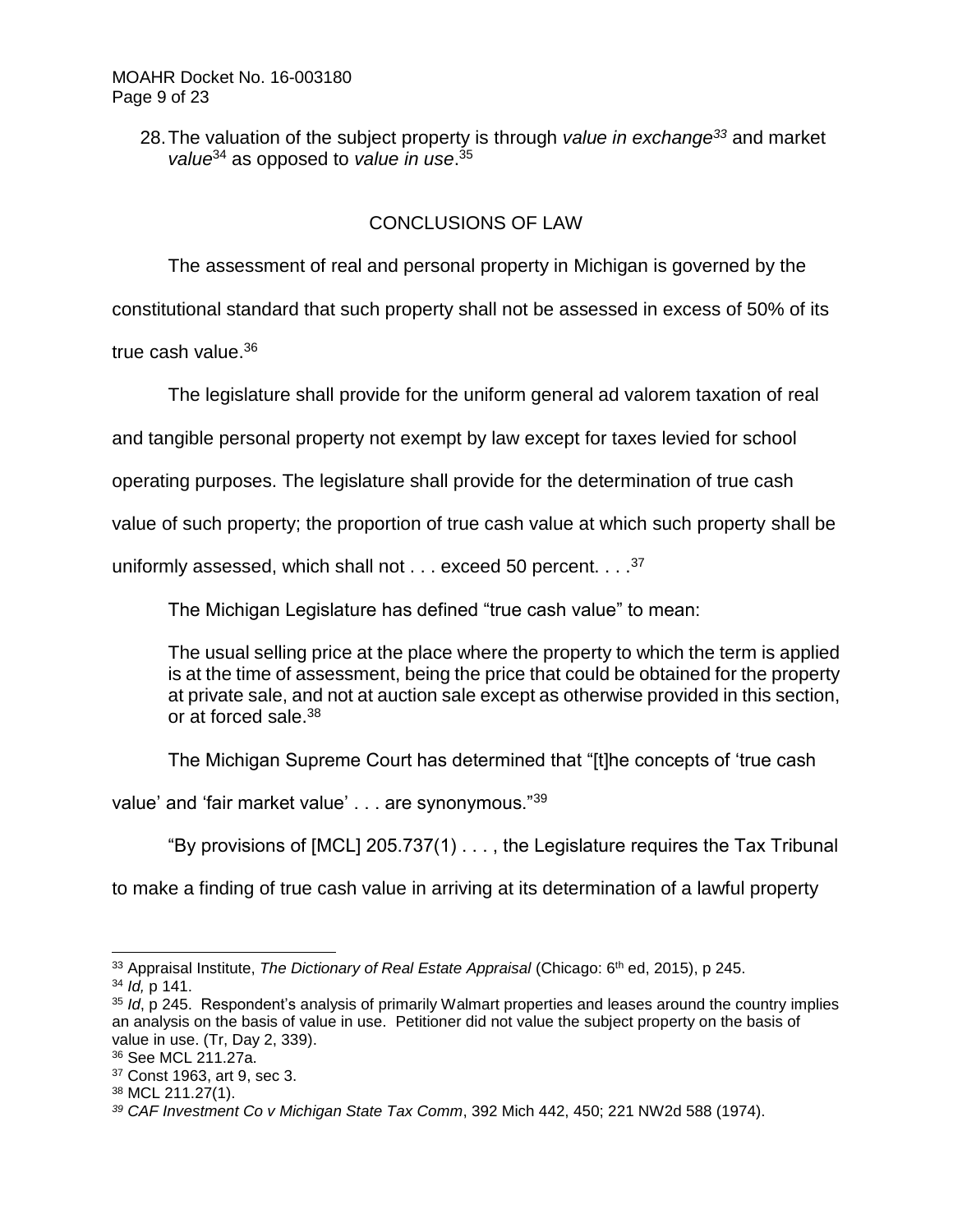28. The valuation of the subject property is through *value in exchange*[33] and market *value*[34] as opposed to *value in use*.[35]

## CONCLUSIONS OF LAW

The assessment of real and personal property in Michigan is governed by the constitutional standard that such property shall not be assessed in excess of 50% of its true cash value.[36]

> The legislature shall provide for the uniform general ad valorem taxation of real and tangible personal property not exempt by law except for taxes levied for school operating purposes. The legislature shall provide for the determination of true cash value of such property; the proportion of true cash value at which such property shall be uniformly assessed, which shall not . . . exceed 50 percent. . . .[37]

The Michigan Legislature has defined "true cash value" to mean:

> The usual selling price at the place where the property to which the term is applied is at the time of assessment, being the price that could be obtained for the property at private sale, and not at auction sale except as otherwise provided in this section, or at forced sale.[38]

The Michigan Supreme Court has determined that "[t]he concepts of 'true cash value' and 'fair market value' . . . are synonymous."[39]

"By provisions of [MCL] 205.737(1) . . . , the Legislature requires the Tax Tribunal to make a finding of true cash value in arriving at its determination of a lawful property

---

[33] Appraisal Institute, *The Dictionary of Real Estate Appraisal* (Chicago: 6th ed, 2015), p 245.

[34] *Id,* p 141.

[35] *Id*, p 245. Respondent's analysis of primarily Walmart properties and leases around the country implies an analysis on the basis of value in use. Petitioner did not value the subject property on the basis of value in use. (Tr, Day 2, 339).

[36] See MCL 211.27a.

[37] Const 1963, art 9, sec 3.

[38] MCL 211.27(1).

[39] *CAF Investment Co v Michigan State Tax Comm*, 392 Mich 442, 450; 221 NW2d 588 (1974).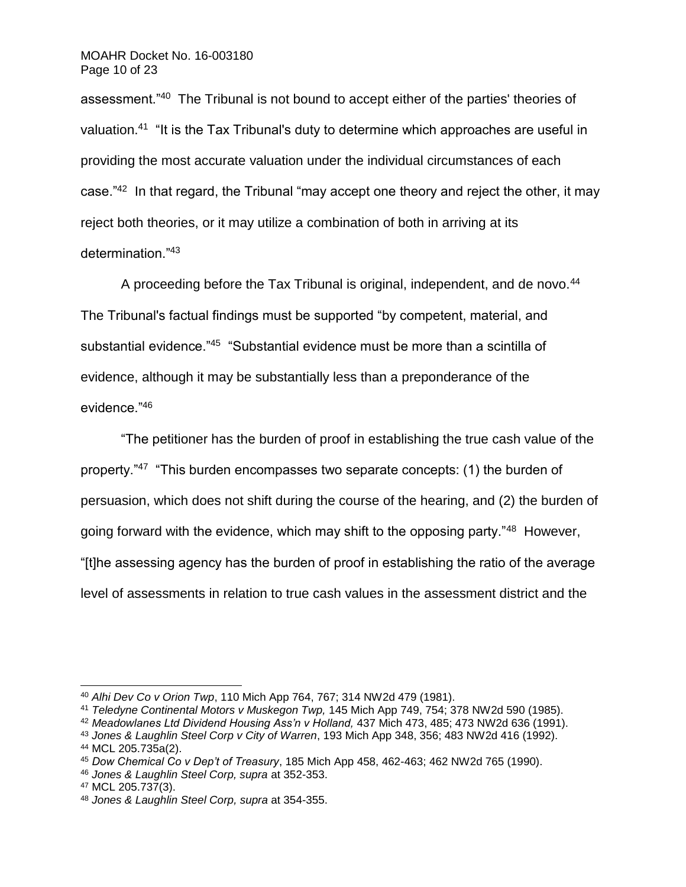assessment."[40] The Tribunal is not bound to accept either of the parties' theories of valuation.[41] "It is the Tax Tribunal's duty to determine which approaches are useful in providing the most accurate valuation under the individual circumstances of each case."[42] In that regard, the Tribunal "may accept one theory and reject the other, it may reject both theories, or it may utilize a combination of both in arriving at its determination."[43]

A proceeding before the Tax Tribunal is original, independent, and de novo.[44] The Tribunal's factual findings must be supported "by competent, material, and substantial evidence."[45] "Substantial evidence must be more than a scintilla of evidence, although it may be substantially less than a preponderance of the evidence."[46]

"The petitioner has the burden of proof in establishing the true cash value of the property."[47] "This burden encompasses two separate concepts: (1) the burden of persuasion, which does not shift during the course of the hearing, and (2) the burden of going forward with the evidence, which may shift to the opposing party."[48] However, "[t]he assessing agency has the burden of proof in establishing the ratio of the average level of assessments in relation to true cash values in the assessment district and the

---

[40] *Alhi Dev Co v Orion Twp*, 110 Mich App 764, 767; 314 NW2d 479 (1981).

[41] *Teledyne Continental Motors v Muskegon Twp,* 145 Mich App 749, 754; 378 NW2d 590 (1985).

[42] *Meadowlanes Ltd Dividend Housing Ass'n v Holland,* 437 Mich 473, 485; 473 NW2d 636 (1991).

[43] *Jones & Laughlin Steel Corp v City of Warren*, 193 Mich App 348, 356; 483 NW2d 416 (1992).

[44] MCL 205.735a(2).

[45] *Dow Chemical Co v Dep't of Treasury*, 185 Mich App 458, 462-463; 462 NW2d 765 (1990).

[46] *Jones & Laughlin Steel Corp, supra* at 352-353.

[47] MCL 205.737(3).

[48] *Jones & Laughlin Steel Corp, supra* at 354-355.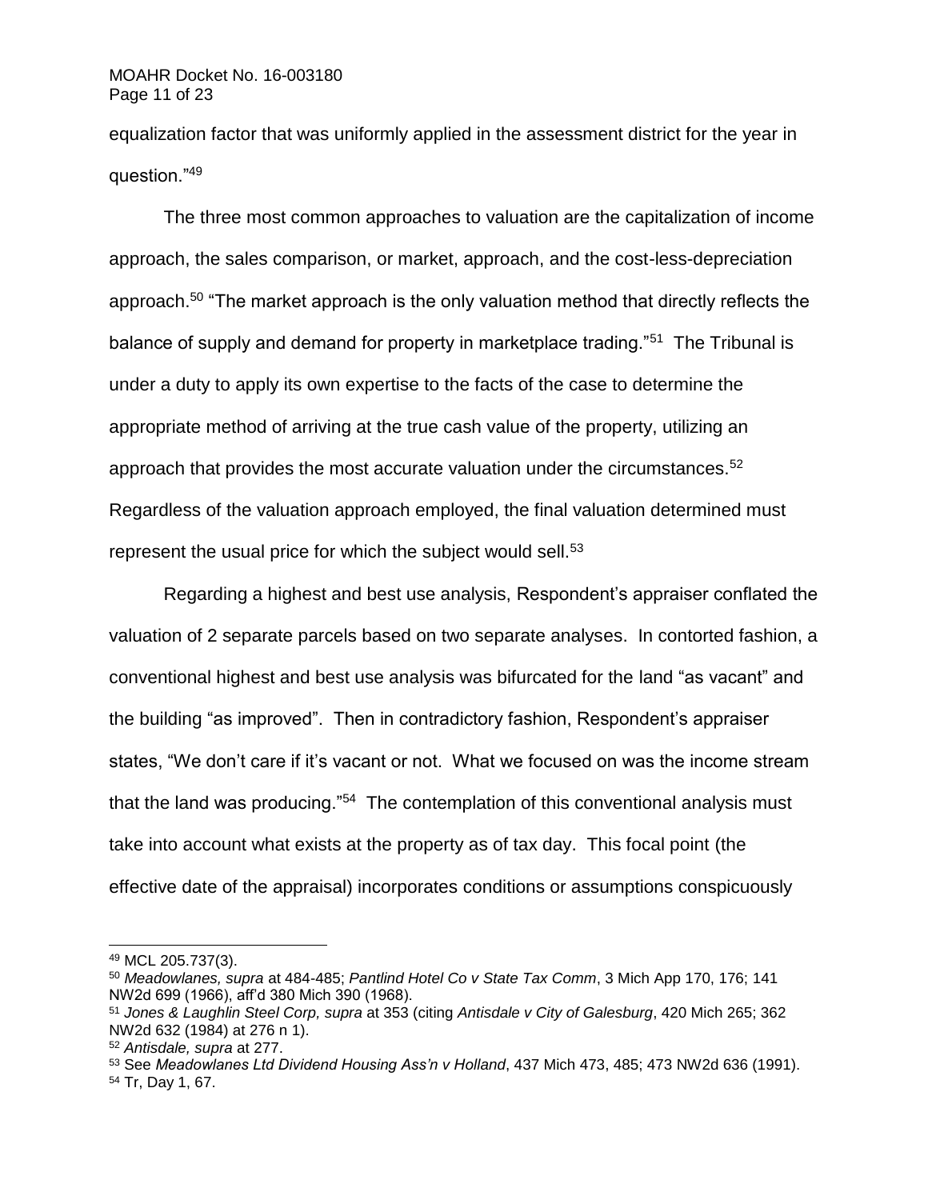equalization factor that was uniformly applied in the assessment district for the year in question."[49]

The three most common approaches to valuation are the capitalization of income approach, the sales comparison, or market, approach, and the cost-less-depreciation approach.[50] "The market approach is the only valuation method that directly reflects the balance of supply and demand for property in marketplace trading."[51] The Tribunal is under a duty to apply its own expertise to the facts of the case to determine the appropriate method of arriving at the true cash value of the property, utilizing an approach that provides the most accurate valuation under the circumstances.[52] Regardless of the valuation approach employed, the final valuation determined must represent the usual price for which the subject would sell.[53]

Regarding a highest and best use analysis, Respondent's appraiser conflated the valuation of 2 separate parcels based on two separate analyses. In contorted fashion, a conventional highest and best use analysis was bifurcated for the land "as vacant" and the building "as improved". Then in contradictory fashion, Respondent's appraiser states, "We don't care if it's vacant or not. What we focused on was the income stream that the land was producing."[54] The contemplation of this conventional analysis must take into account what exists at the property as of tax day. This focal point (the effective date of the appraisal) incorporates conditions or assumptions conspicuously

---

[49] MCL 205.737(3).

[50] *Meadowlanes, supra* at 484-485; *Pantlind Hotel Co v State Tax Comm*, 3 Mich App 170, 176; 141 NW2d 699 (1966), aff'd 380 Mich 390 (1968).

[51] *Jones & Laughlin Steel Corp, supra* at 353 (citing *Antisdale v City of Galesburg*, 420 Mich 265; 362 NW2d 632 (1984) at 276 n 1).

[52] *Antisdale, supra* at 277.

[53] See *Meadowlanes Ltd Dividend Housing Ass'n v Holland*, 437 Mich 473, 485; 473 NW2d 636 (1991).

[54] Tr, Day 1, 67.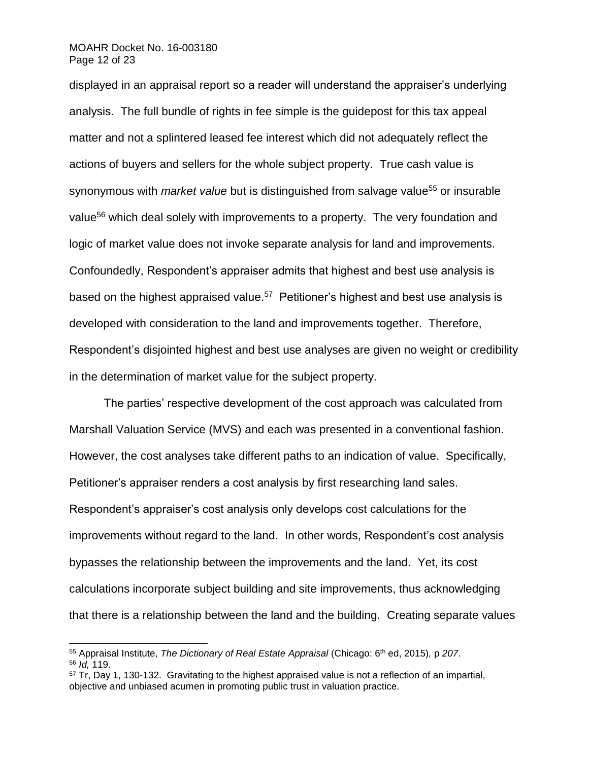displayed in an appraisal report so a reader will understand the appraiser's underlying analysis. The full bundle of rights in fee simple is the guidepost for this tax appeal matter and not a splintered leased fee interest which did not adequately reflect the actions of buyers and sellers for the whole subject property. True cash value is synonymous with *market value* but is distinguished from salvage value[55] or insurable value[56] which deal solely with improvements to a property. The very foundation and logic of market value does not invoke separate analysis for land and improvements. Confoundedly, Respondent's appraiser admits that highest and best use analysis is based on the highest appraised value.[57] Petitioner's highest and best use analysis is developed with consideration to the land and improvements together. Therefore, Respondent's disjointed highest and best use analyses are given no weight or credibility in the determination of market value for the subject property.

The parties' respective development of the cost approach was calculated from Marshall Valuation Service (MVS) and each was presented in a conventional fashion. However, the cost analyses take different paths to an indication of value. Specifically, Petitioner's appraiser renders a cost analysis by first researching land sales. Respondent's appraiser's cost analysis only develops cost calculations for the improvements without regard to the land. In other words, Respondent's cost analysis bypasses the relationship between the improvements and the land. Yet, its cost calculations incorporate subject building and site improvements, thus acknowledging that there is a relationship between the land and the building. Creating separate values

---

[55] Appraisal Institute, *The Dictionary of Real Estate Appraisal* (Chicago: 6th ed, 2015)*,* p *207*.

[56] *Id,* 119.

[57] Tr, Day 1, 130-132. Gravitating to the highest appraised value is not a reflection of an impartial, objective and unbiased acumen in promoting public trust in valuation practice.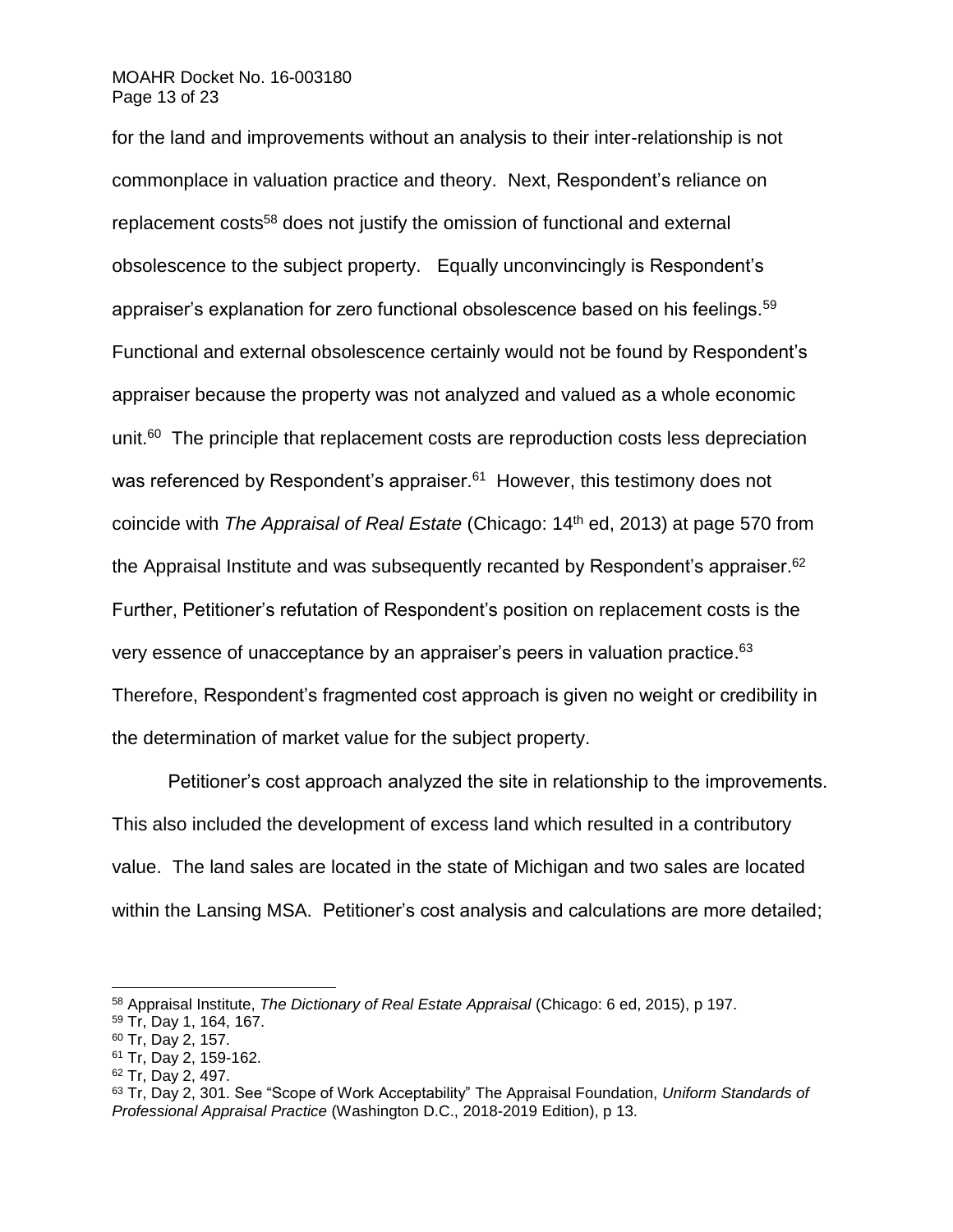for the land and improvements without an analysis to their inter-relationship is not commonplace in valuation practice and theory. Next, Respondent's reliance on replacement costs[58] does not justify the omission of functional and external obsolescence to the subject property. Equally unconvincingly is Respondent's appraiser's explanation for zero functional obsolescence based on his feelings.[59] Functional and external obsolescence certainly would not be found by Respondent's appraiser because the property was not analyzed and valued as a whole economic unit.[60] The principle that replacement costs are reproduction costs less depreciation was referenced by Respondent's appraiser.[61] However, this testimony does not coincide with *The Appraisal of Real Estate* (Chicago: 14th ed, 2013) at page 570 from the Appraisal Institute and was subsequently recanted by Respondent's appraiser.[62] Further, Petitioner's refutation of Respondent's position on replacement costs is the very essence of unacceptance by an appraiser's peers in valuation practice.[63] Therefore, Respondent's fragmented cost approach is given no weight or credibility in the determination of market value for the subject property.

Petitioner's cost approach analyzed the site in relationship to the improvements. This also included the development of excess land which resulted in a contributory value. The land sales are located in the state of Michigan and two sales are located within the Lansing MSA. Petitioner's cost analysis and calculations are more detailed;

---

[58] Appraisal Institute, *The Dictionary of Real Estate Appraisal* (Chicago: 6 ed, 2015), p 197.

[59] Tr, Day 1, 164, 167.

[60] Tr, Day 2, 157.

[61] Tr, Day 2, 159-162.

[62] Tr, Day 2, 497.

[63] Tr, Day 2, 301. See "Scope of Work Acceptability" The Appraisal Foundation, *Uniform Standards of Professional Appraisal Practice* (Washington D.C., 2018-2019 Edition), p 13.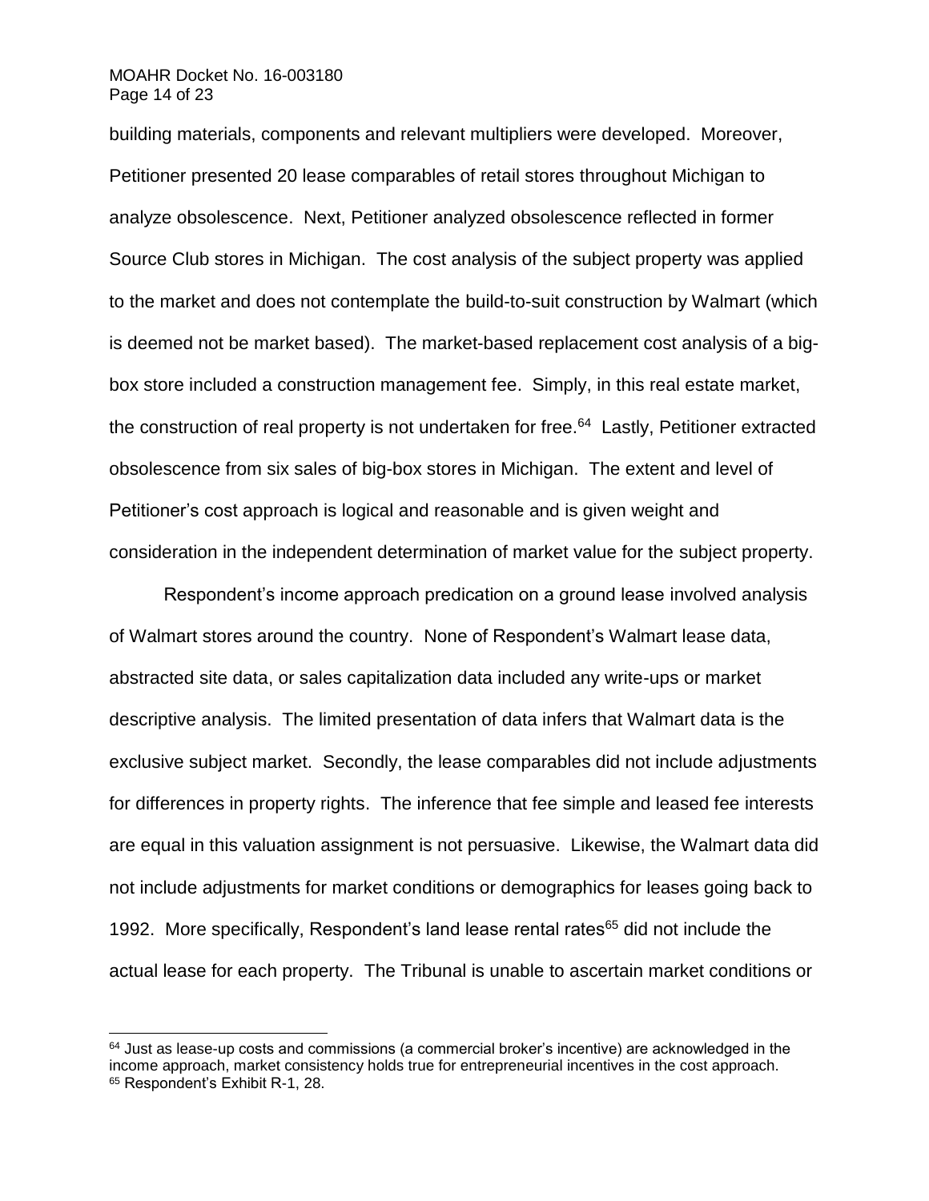building materials, components and relevant multipliers were developed. Moreover, Petitioner presented 20 lease comparables of retail stores throughout Michigan to analyze obsolescence. Next, Petitioner analyzed obsolescence reflected in former Source Club stores in Michigan. The cost analysis of the subject property was applied to the market and does not contemplate the build-to-suit construction by Walmart (which is deemed not be market based). The market-based replacement cost analysis of a big-box store included a construction management fee. Simply, in this real estate market, the construction of real property is not undertaken for free.[64] Lastly, Petitioner extracted obsolescence from six sales of big-box stores in Michigan. The extent and level of Petitioner's cost approach is logical and reasonable and is given weight and consideration in the independent determination of market value for the subject property.

Respondent's income approach predication on a ground lease involved analysis of Walmart stores around the country. None of Respondent's Walmart lease data, abstracted site data, or sales capitalization data included any write-ups or market descriptive analysis. The limited presentation of data infers that Walmart data is the exclusive subject market. Secondly, the lease comparables did not include adjustments for differences in property rights. The inference that fee simple and leased fee interests are equal in this valuation assignment is not persuasive. Likewise, the Walmart data did not include adjustments for market conditions or demographics for leases going back to 1992. More specifically, Respondent's land lease rental rates[65] did not include the actual lease for each property. The Tribunal is unable to ascertain market conditions or

[64] Just as lease-up costs and commissions (a commercial broker's incentive) are acknowledged in the income approach, market consistency holds true for entrepreneurial incentives in the cost approach.
[65] Respondent's Exhibit R-1, 28.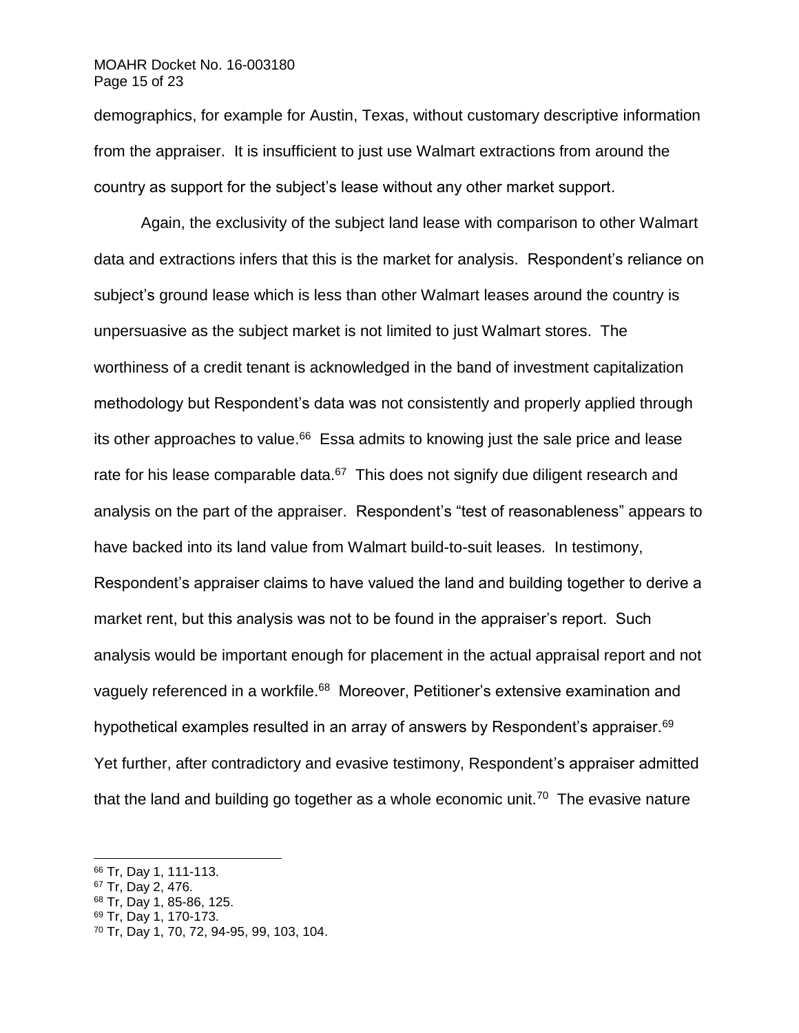demographics, for example for Austin, Texas, without customary descriptive information from the appraiser. It is insufficient to just use Walmart extractions from around the country as support for the subject's lease without any other market support.

Again, the exclusivity of the subject land lease with comparison to other Walmart data and extractions infers that this is the market for analysis. Respondent's reliance on subject's ground lease which is less than other Walmart leases around the country is unpersuasive as the subject market is not limited to just Walmart stores. The worthiness of a credit tenant is acknowledged in the band of investment capitalization methodology but Respondent's data was not consistently and properly applied through its other approaches to value.[66] Essa admits to knowing just the sale price and lease rate for his lease comparable data.[67] This does not signify due diligent research and analysis on the part of the appraiser. Respondent's "test of reasonableness" appears to have backed into its land value from Walmart build-to-suit leases. In testimony, Respondent's appraiser claims to have valued the land and building together to derive a market rent, but this analysis was not to be found in the appraiser's report. Such analysis would be important enough for placement in the actual appraisal report and not vaguely referenced in a workfile.[68] Moreover, Petitioner's extensive examination and hypothetical examples resulted in an array of answers by Respondent's appraiser.[69] Yet further, after contradictory and evasive testimony, Respondent's appraiser admitted that the land and building go together as a whole economic unit.[70] The evasive nature

---

[66] Tr, Day 1, 111-113.

[67] Tr, Day 2, 476.

[68] Tr, Day 1, 85-86, 125.

[69] Tr, Day 1, 170-173.

[70] Tr, Day 1, 70, 72, 94-95, 99, 103, 104.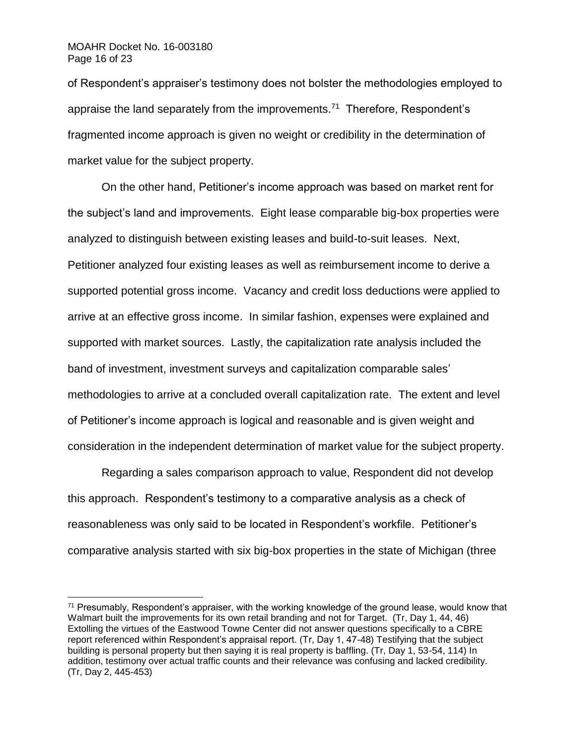of Respondent's appraiser's testimony does not bolster the methodologies employed to appraise the land separately from the improvements.[71] Therefore, Respondent's fragmented income approach is given no weight or credibility in the determination of market value for the subject property.

On the other hand, Petitioner's income approach was based on market rent for the subject's land and improvements. Eight lease comparable big-box properties were analyzed to distinguish between existing leases and build-to-suit leases. Next, Petitioner analyzed four existing leases as well as reimbursement income to derive a supported potential gross income. Vacancy and credit loss deductions were applied to arrive at an effective gross income. In similar fashion, expenses were explained and supported with market sources. Lastly, the capitalization rate analysis included the band of investment, investment surveys and capitalization comparable sales' methodologies to arrive at a concluded overall capitalization rate. The extent and level of Petitioner's income approach is logical and reasonable and is given weight and consideration in the independent determination of market value for the subject property.

Regarding a sales comparison approach to value, Respondent did not develop this approach. Respondent's testimony to a comparative analysis as a check of reasonableness was only said to be located in Respondent's workfile. Petitioner's comparative analysis started with six big-box properties in the state of Michigan (three

---

[71] Presumably, Respondent's appraiser, with the working knowledge of the ground lease, would know that Walmart built the improvements for its own retail branding and not for Target. (Tr, Day 1, 44, 46) Extolling the virtues of the Eastwood Towne Center did not answer questions specifically to a CBRE report referenced within Respondent's appraisal report. (Tr, Day 1, 47-48) Testifying that the subject building is personal property but then saying it is real property is baffling. (Tr, Day 1, 53-54, 114) In addition, testimony over actual traffic counts and their relevance was confusing and lacked credibility. (Tr, Day 2, 445-453)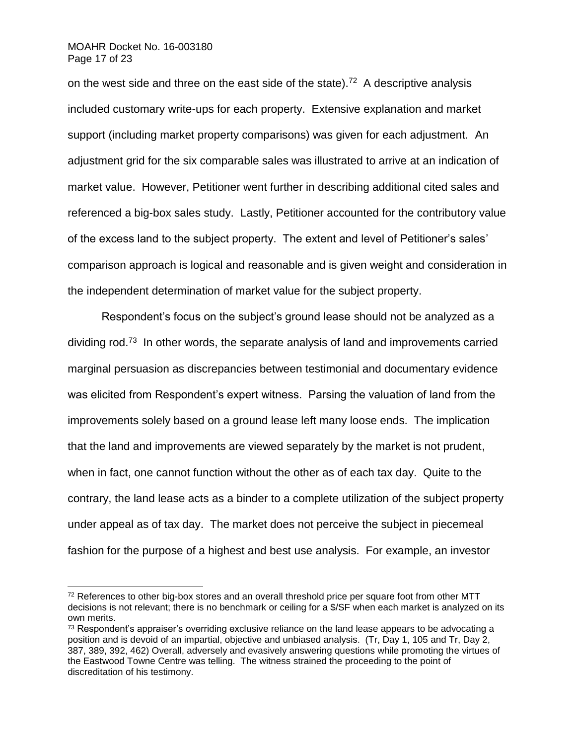on the west side and three on the east side of the state).[72] A descriptive analysis included customary write-ups for each property. Extensive explanation and market support (including market property comparisons) was given for each adjustment. An adjustment grid for the six comparable sales was illustrated to arrive at an indication of market value. However, Petitioner went further in describing additional cited sales and referenced a big-box sales study. Lastly, Petitioner accounted for the contributory value of the excess land to the subject property. The extent and level of Petitioner's sales' comparison approach is logical and reasonable and is given weight and consideration in the independent determination of market value for the subject property.

Respondent's focus on the subject's ground lease should not be analyzed as a dividing rod.[73] In other words, the separate analysis of land and improvements carried marginal persuasion as discrepancies between testimonial and documentary evidence was elicited from Respondent's expert witness. Parsing the valuation of land from the improvements solely based on a ground lease left many loose ends. The implication that the land and improvements are viewed separately by the market is not prudent, when in fact, one cannot function without the other as of each tax day. Quite to the contrary, the land lease acts as a binder to a complete utilization of the subject property under appeal as of tax day. The market does not perceive the subject in piecemeal fashion for the purpose of a highest and best use analysis. For example, an investor

---

[72] References to other big-box stores and an overall threshold price per square foot from other MTT decisions is not relevant; there is no benchmark or ceiling for a $/SF when each market is analyzed on its own merits.

[73] Respondent's appraiser's overriding exclusive reliance on the land lease appears to be advocating a position and is devoid of an impartial, objective and unbiased analysis. (Tr, Day 1, 105 and Tr, Day 2, 387, 389, 392, 462) Overall, adversely and evasively answering questions while promoting the virtues of the Eastwood Towne Centre was telling. The witness strained the proceeding to the point of discreditation of his testimony.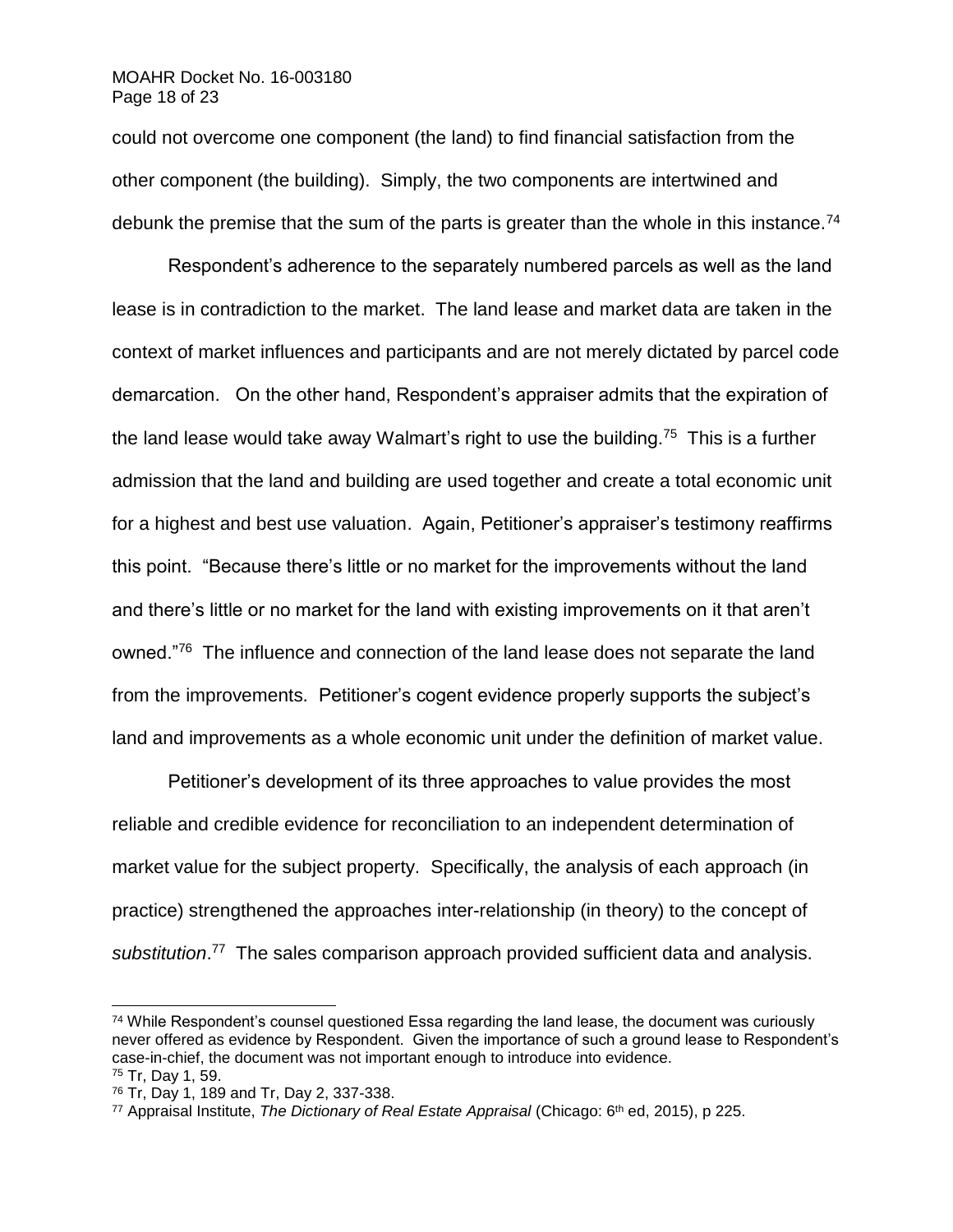could not overcome one component (the land) to find financial satisfaction from the other component (the building). Simply, the two components are intertwined and debunk the premise that the sum of the parts is greater than the whole in this instance.[74]

Respondent's adherence to the separately numbered parcels as well as the land lease is in contradiction to the market. The land lease and market data are taken in the context of market influences and participants and are not merely dictated by parcel code demarcation. On the other hand, Respondent's appraiser admits that the expiration of the land lease would take away Walmart's right to use the building.[75] This is a further admission that the land and building are used together and create a total economic unit for a highest and best use valuation. Again, Petitioner's appraiser's testimony reaffirms this point. "Because there's little or no market for the improvements without the land and there's little or no market for the land with existing improvements on it that aren't owned."[76] The influence and connection of the land lease does not separate the land from the improvements. Petitioner's cogent evidence properly supports the subject's land and improvements as a whole economic unit under the definition of market value.

Petitioner's development of its three approaches to value provides the most reliable and credible evidence for reconciliation to an independent determination of market value for the subject property. Specifically, the analysis of each approach (in practice) strengthened the approaches inter-relationship (in theory) to the concept of *substitution*.[77] The sales comparison approach provided sufficient data and analysis.

---

[74] While Respondent's counsel questioned Essa regarding the land lease, the document was curiously never offered as evidence by Respondent. Given the importance of such a ground lease to Respondent's case-in-chief, the document was not important enough to introduce into evidence.

[75] Tr, Day 1, 59.

[76] Tr, Day 1, 189 and Tr, Day 2, 337-338.

[77] Appraisal Institute, *The Dictionary of Real Estate Appraisal* (Chicago: 6th ed, 2015), p 225.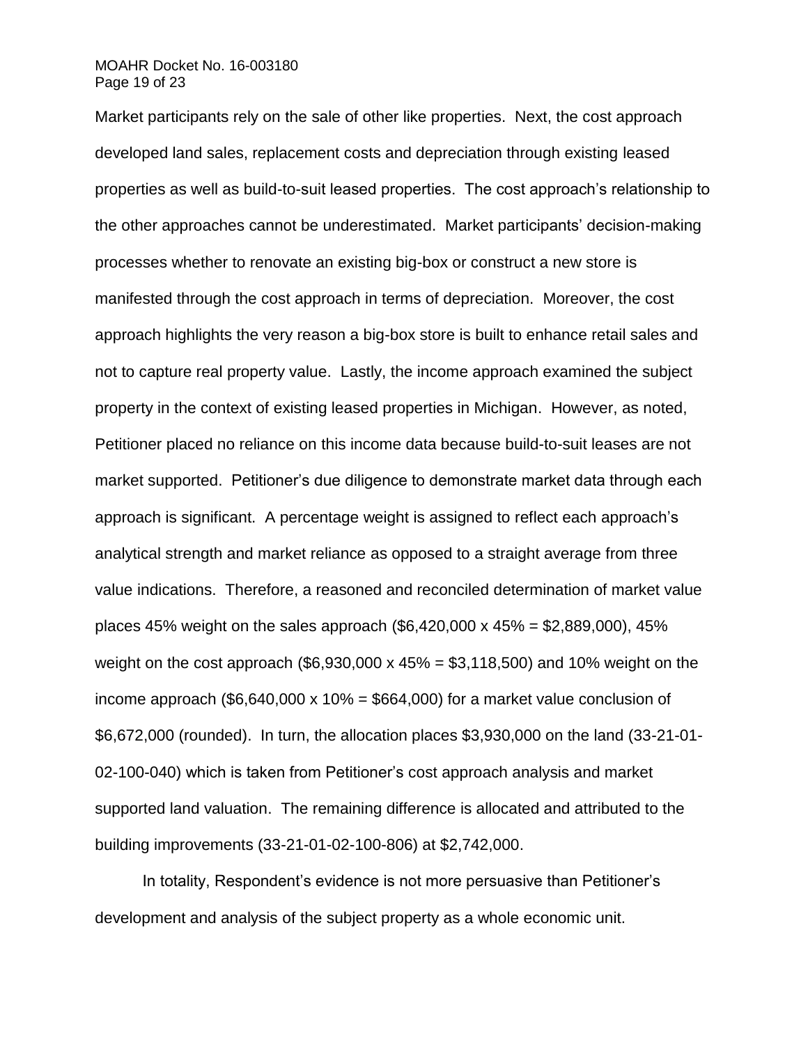Market participants rely on the sale of other like properties. Next, the cost approach developed land sales, replacement costs and depreciation through existing leased properties as well as build-to-suit leased properties. The cost approach's relationship to the other approaches cannot be underestimated. Market participants' decision-making processes whether to renovate an existing big-box or construct a new store is manifested through the cost approach in terms of depreciation. Moreover, the cost approach highlights the very reason a big-box store is built to enhance retail sales and not to capture real property value. Lastly, the income approach examined the subject property in the context of existing leased properties in Michigan. However, as noted, Petitioner placed no reliance on this income data because build-to-suit leases are not market supported. Petitioner's due diligence to demonstrate market data through each approach is significant. A percentage weight is assigned to reflect each approach's analytical strength and market reliance as opposed to a straight average from three value indications. Therefore, a reasoned and reconciled determination of market value places 45% weight on the sales approach ($6,420,000 x 45% = $2,889,000), 45% weight on the cost approach ($6,930,000 x 45% = $3,118,500) and 10% weight on the income approach ($6,640,000 x 10% = $664,000) for a market value conclusion of $6,672,000 (rounded). In turn, the allocation places $3,930,000 on the land (33-21-01-02-100-040) which is taken from Petitioner's cost approach analysis and market supported land valuation. The remaining difference is allocated and attributed to the building improvements (33-21-01-02-100-806) at $2,742,000.

In totality, Respondent's evidence is not more persuasive than Petitioner's development and analysis of the subject property as a whole economic unit.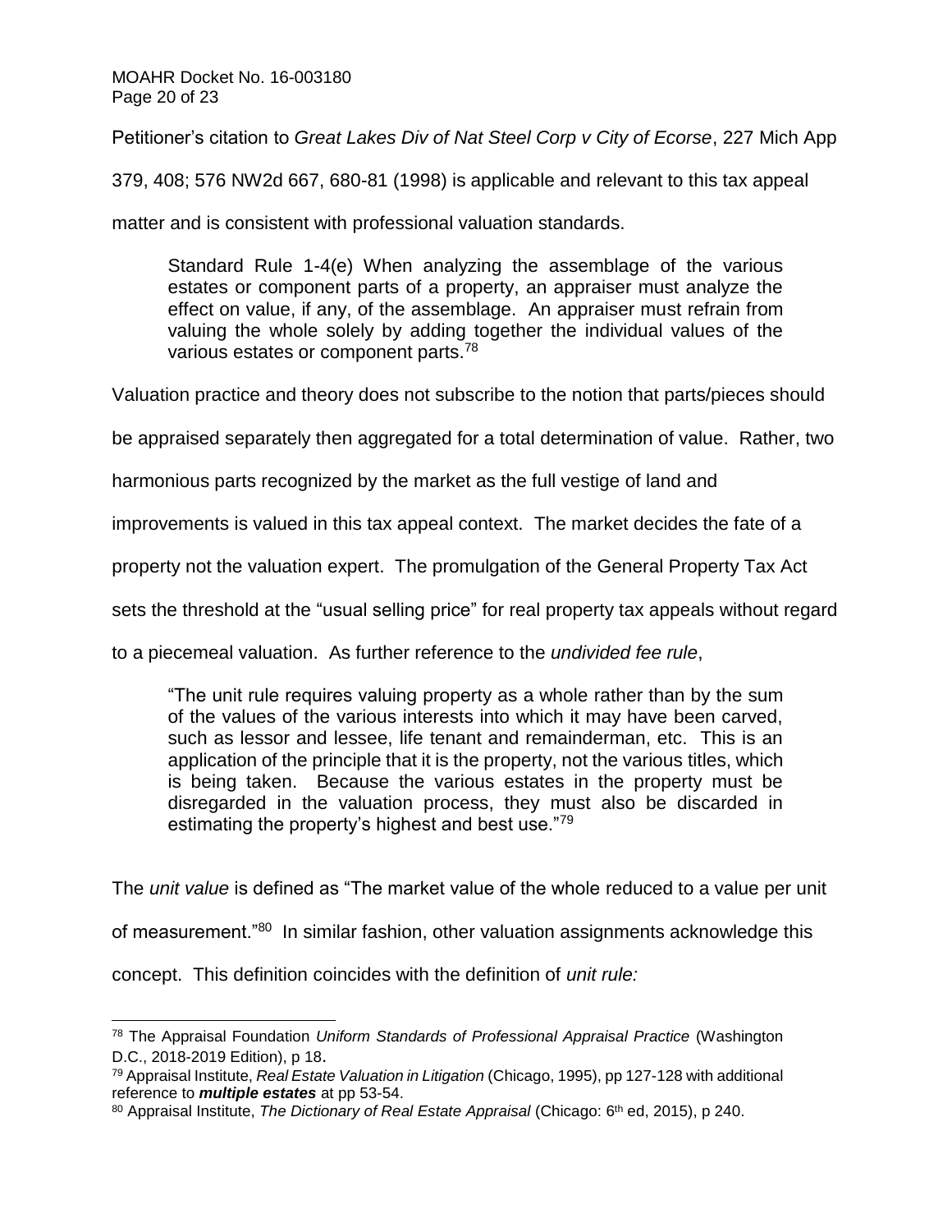Petitioner's citation to *Great Lakes Div of Nat Steel Corp v City of Ecorse*, 227 Mich App 379, 408; 576 NW2d 667, 680-81 (1998) is applicable and relevant to this tax appeal matter and is consistent with professional valuation standards.

> Standard Rule 1-4(e) When analyzing the assemblage of the various estates or component parts of a property, an appraiser must analyze the effect on value, if any, of the assemblage. An appraiser must refrain from valuing the whole solely by adding together the individual values of the various estates or component parts.[78]

Valuation practice and theory does not subscribe to the notion that parts/pieces should be appraised separately then aggregated for a total determination of value. Rather, two harmonious parts recognized by the market as the full vestige of land and improvements is valued in this tax appeal context. The market decides the fate of a property not the valuation expert. The promulgation of the General Property Tax Act sets the threshold at the "usual selling price" for real property tax appeals without regard to a piecemeal valuation. As further reference to the *undivided fee rule*,

> "The unit rule requires valuing property as a whole rather than by the sum of the values of the various interests into which it may have been carved, such as lessor and lessee, life tenant and remainderman, etc. This is an application of the principle that it is the property, not the various titles, which is being taken. Because the various estates in the property must be disregarded in the valuation process, they must also be discarded in estimating the property's highest and best use."[79]

The *unit value* is defined as "The market value of the whole reduced to a value per unit of measurement."[80] In similar fashion, other valuation assignments acknowledge this concept. This definition coincides with the definition of *unit rule:*

---

[78] The Appraisal Foundation *Uniform Standards of Professional Appraisal Practice* (Washington D.C., 2018-2019 Edition), p 18.

[79] Appraisal Institute, *Real Estate Valuation in Litigation* (Chicago, 1995), pp 127-128 with additional reference to ***multiple estates*** at pp 53-54.

[80] Appraisal Institute, *The Dictionary of Real Estate Appraisal* (Chicago: 6th ed, 2015), p 240.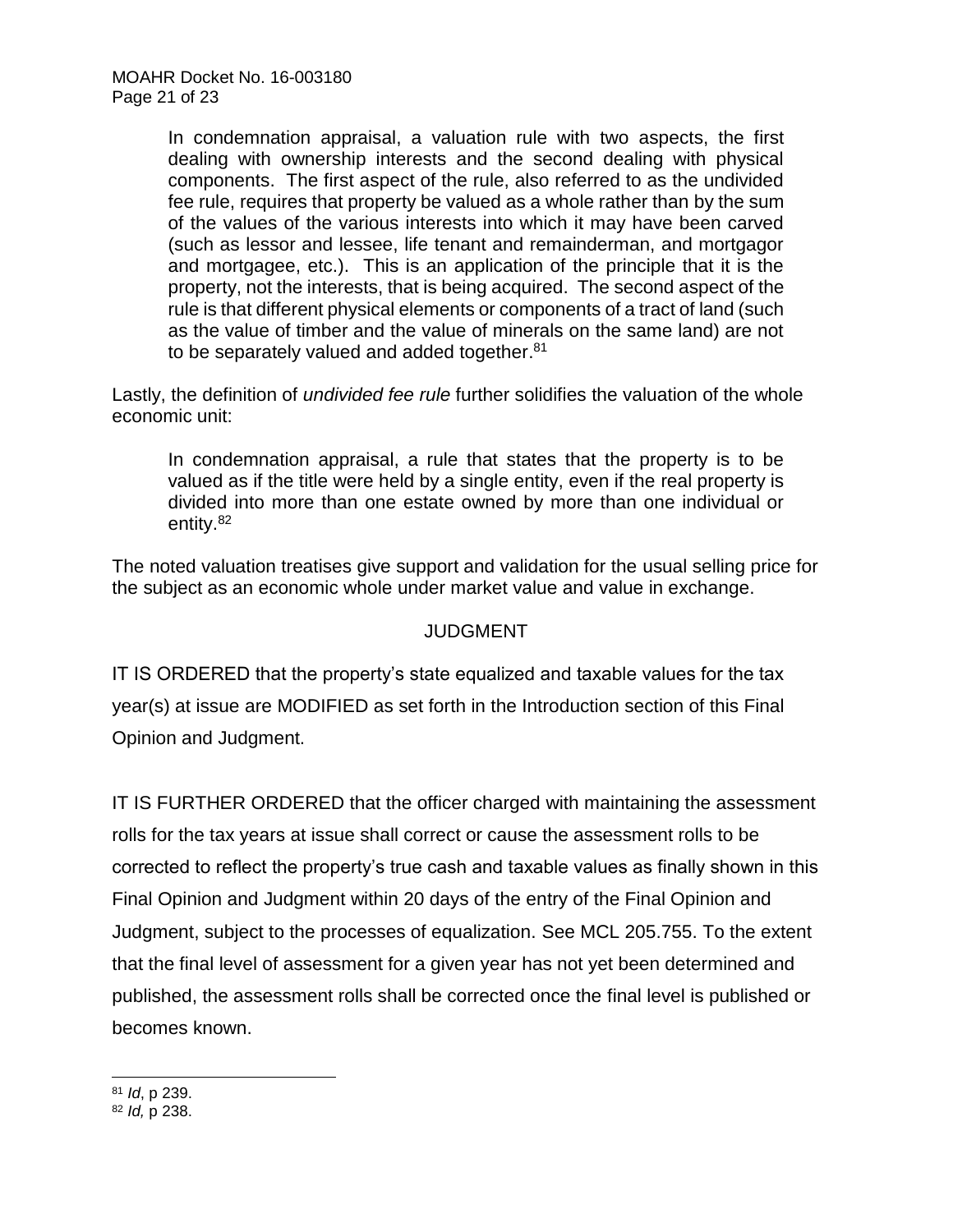> In condemnation appraisal, a valuation rule with two aspects, the first dealing with ownership interests and the second dealing with physical components. The first aspect of the rule, also referred to as the undivided fee rule, requires that property be valued as a whole rather than by the sum of the values of the various interests into which it may have been carved (such as lessor and lessee, life tenant and remainderman, and mortgagor and mortgagee, etc.). This is an application of the principle that it is the property, not the interests, that is being acquired. The second aspect of the rule is that different physical elements or components of a tract of land (such as the value of timber and the value of minerals on the same land) are not to be separately valued and added together.[81]

Lastly, the definition of *undivided fee rule* further solidifies the valuation of the whole economic unit:

> In condemnation appraisal, a rule that states that the property is to be valued as if the title were held by a single entity, even if the real property is divided into more than one estate owned by more than one individual or entity.[82]

The noted valuation treatises give support and validation for the usual selling price for the subject as an economic whole under market value and value in exchange.

## JUDGMENT

IT IS ORDERED that the property's state equalized and taxable values for the tax year(s) at issue are MODIFIED as set forth in the Introduction section of this Final Opinion and Judgment.

IT IS FURTHER ORDERED that the officer charged with maintaining the assessment rolls for the tax years at issue shall correct or cause the assessment rolls to be corrected to reflect the property's true cash and taxable values as finally shown in this Final Opinion and Judgment within 20 days of the entry of the Final Opinion and Judgment, subject to the processes of equalization. See MCL 205.755. To the extent that the final level of assessment for a given year has not yet been determined and published, the assessment rolls shall be corrected once the final level is published or becomes known.

---

[81] *Id*, p 239.

[82] *Id,* p 238.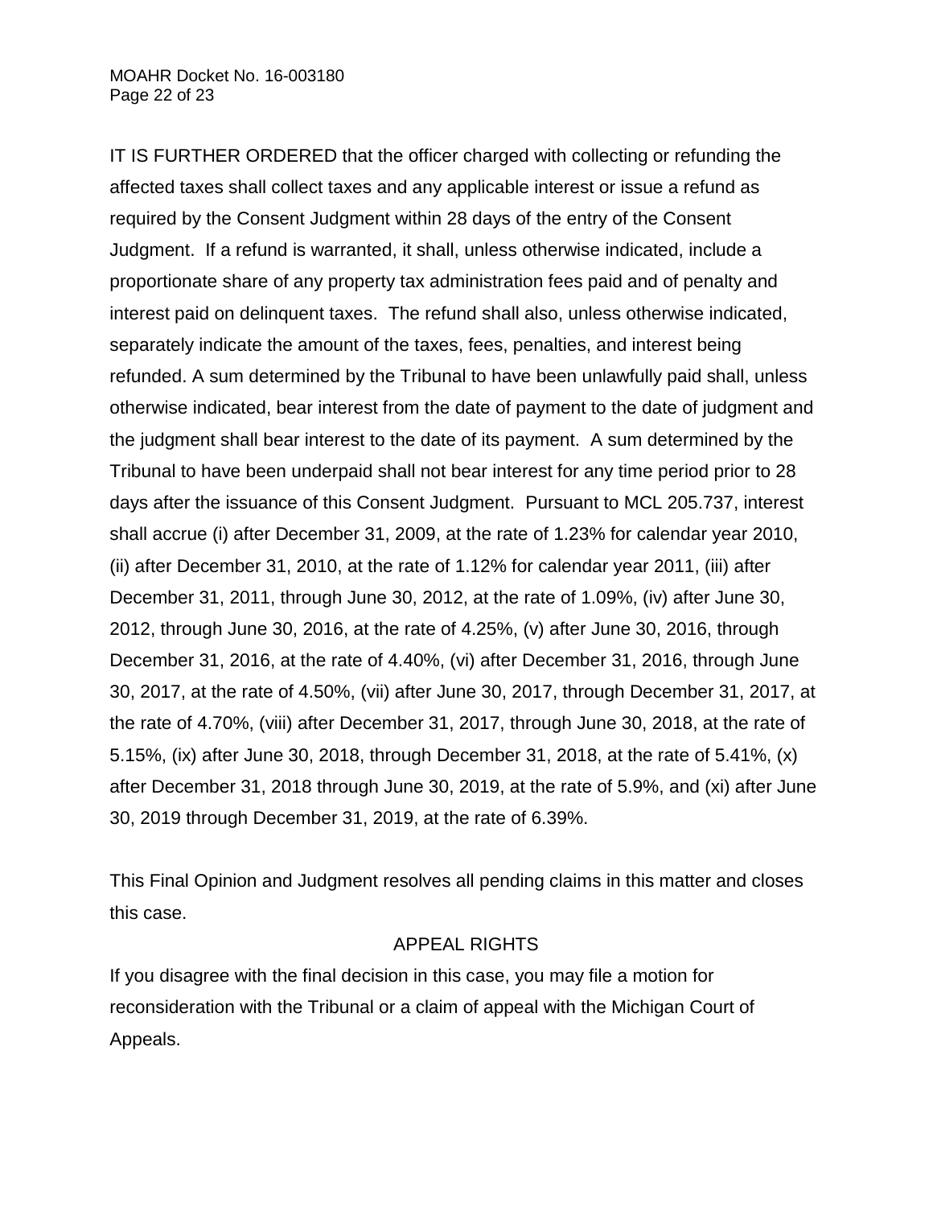IT IS FURTHER ORDERED that the officer charged with collecting or refunding the affected taxes shall collect taxes and any applicable interest or issue a refund as required by the Consent Judgment within 28 days of the entry of the Consent Judgment. If a refund is warranted, it shall, unless otherwise indicated, include a proportionate share of any property tax administration fees paid and of penalty and interest paid on delinquent taxes. The refund shall also, unless otherwise indicated, separately indicate the amount of the taxes, fees, penalties, and interest being refunded. A sum determined by the Tribunal to have been unlawfully paid shall, unless otherwise indicated, bear interest from the date of payment to the date of judgment and the judgment shall bear interest to the date of its payment. A sum determined by the Tribunal to have been underpaid shall not bear interest for any time period prior to 28 days after the issuance of this Consent Judgment. Pursuant to MCL 205.737, interest shall accrue (i) after December 31, 2009, at the rate of 1.23% for calendar year 2010, (ii) after December 31, 2010, at the rate of 1.12% for calendar year 2011, (iii) after December 31, 2011, through June 30, 2012, at the rate of 1.09%, (iv) after June 30, 2012, through June 30, 2016, at the rate of 4.25%, (v) after June 30, 2016, through December 31, 2016, at the rate of 4.40%, (vi) after December 31, 2016, through June 30, 2017, at the rate of 4.50%, (vii) after June 30, 2017, through December 31, 2017, at the rate of 4.70%, (viii) after December 31, 2017, through June 30, 2018, at the rate of 5.15%, (ix) after June 30, 2018, through December 31, 2018, at the rate of 5.41%, (x) after December 31, 2018 through June 30, 2019, at the rate of 5.9%, and (xi) after June 30, 2019 through December 31, 2019, at the rate of 6.39%.

This Final Opinion and Judgment resolves all pending claims in this matter and closes this case.

## APPEAL RIGHTS

If you disagree with the final decision in this case, you may file a motion for reconsideration with the Tribunal or a claim of appeal with the Michigan Court of Appeals.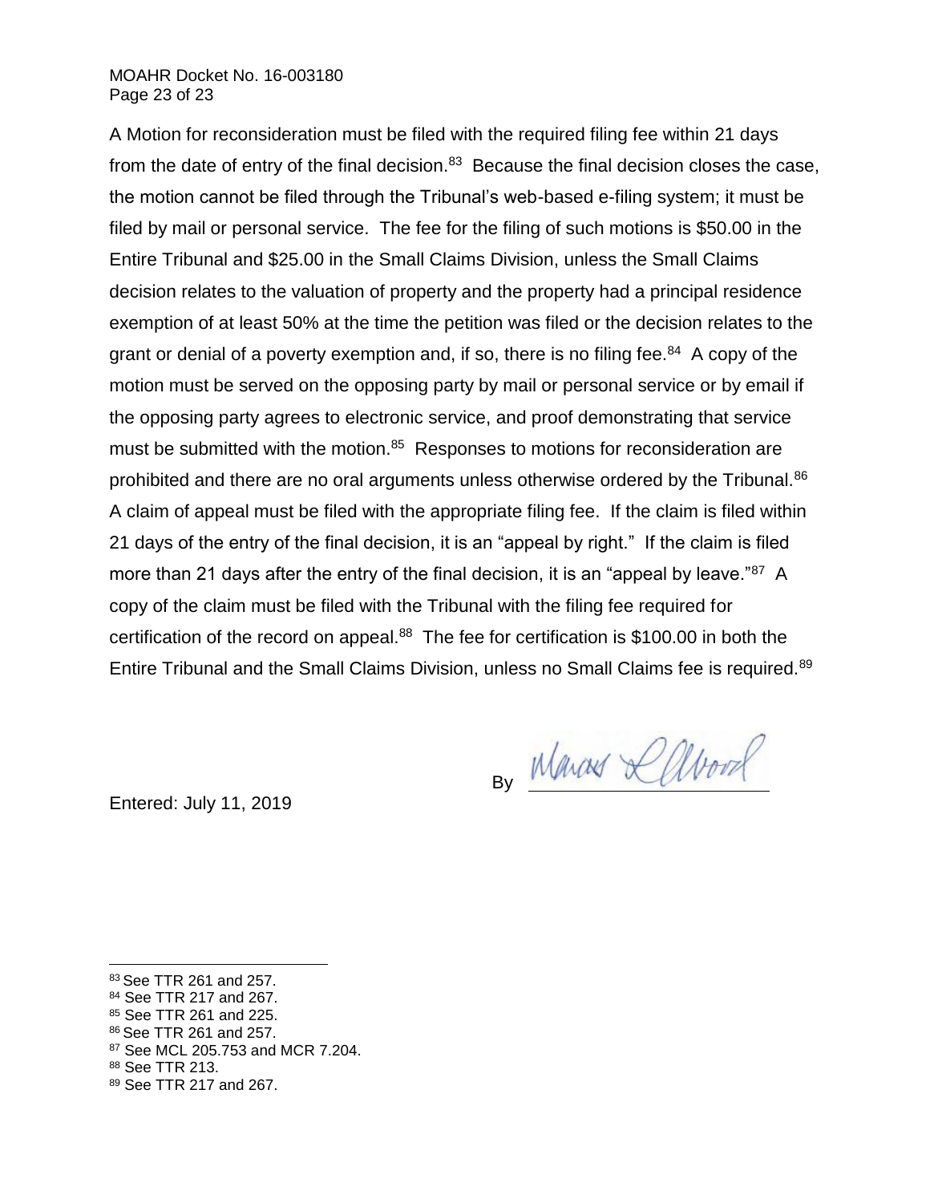A Motion for reconsideration must be filed with the required filing fee within 21 days from the date of entry of the final decision.[83] Because the final decision closes the case, the motion cannot be filed through the Tribunal's web-based e-filing system; it must be filed by mail or personal service. The fee for the filing of such motions is $50.00 in the Entire Tribunal and $25.00 in the Small Claims Division, unless the Small Claims decision relates to the valuation of property and the property had a principal residence exemption of at least 50% at the time the petition was filed or the decision relates to the grant or denial of a poverty exemption and, if so, there is no filing fee.[84] A copy of the motion must be served on the opposing party by mail or personal service or by email if the opposing party agrees to electronic service, and proof demonstrating that service must be submitted with the motion.[85] Responses to motions for reconsideration are prohibited and there are no oral arguments unless otherwise ordered by the Tribunal.[86] A claim of appeal must be filed with the appropriate filing fee. If the claim is filed within 21 days of the entry of the final decision, it is an "appeal by right." If the claim is filed more than 21 days after the entry of the final decision, it is an "appeal by leave."[87] A copy of the claim must be filed with the Tribunal with the filing fee required for certification of the record on appeal.[88] The fee for certification is $100.00 in both the Entire Tribunal and the Small Claims Division, unless no Small Claims fee is required.[89]

By Marcus L Abood

Entered: July 11, 2019

---

[83] See TTR 261 and 257.
[84] See TTR 217 and 267.
[85] See TTR 261 and 225.
[86] See TTR 261 and 257.
[87] See MCL 205.753 and MCR 7.204.
[88] See TTR 213.
[89] See TTR 217 and 267.